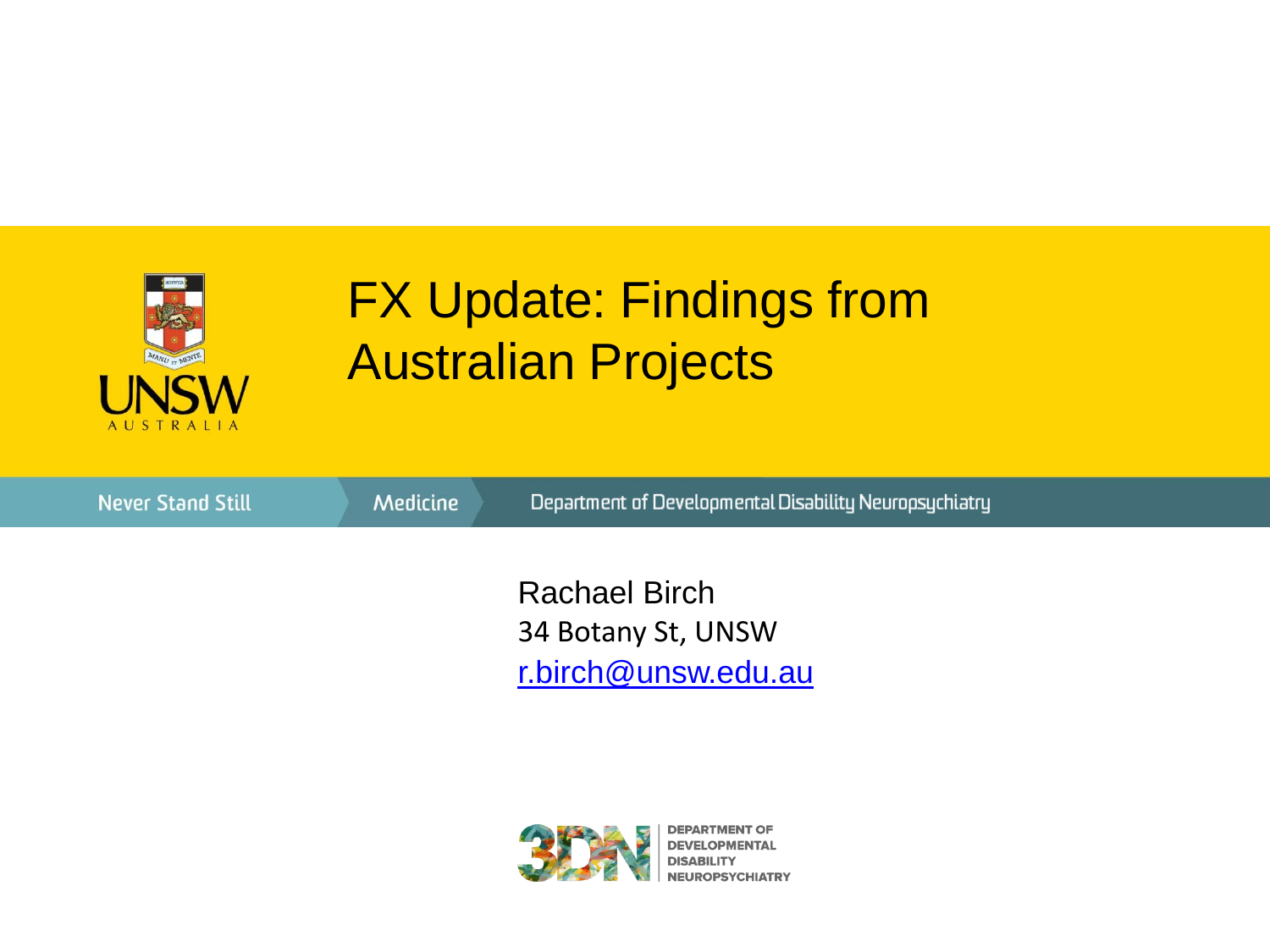# FX Update: Findings from Australian Projects

UNSW AUSTRALIA

Never Stand Still | Medicine | Department of Developmental Disability Neuropsychiatry

Rachael Birch
34 Botany St, UNSW
r.birch@unsw.edu.au

3DN DEPARTMENT OF DEVELOPMENTAL DISABILITY NEUROPSYCHIATRY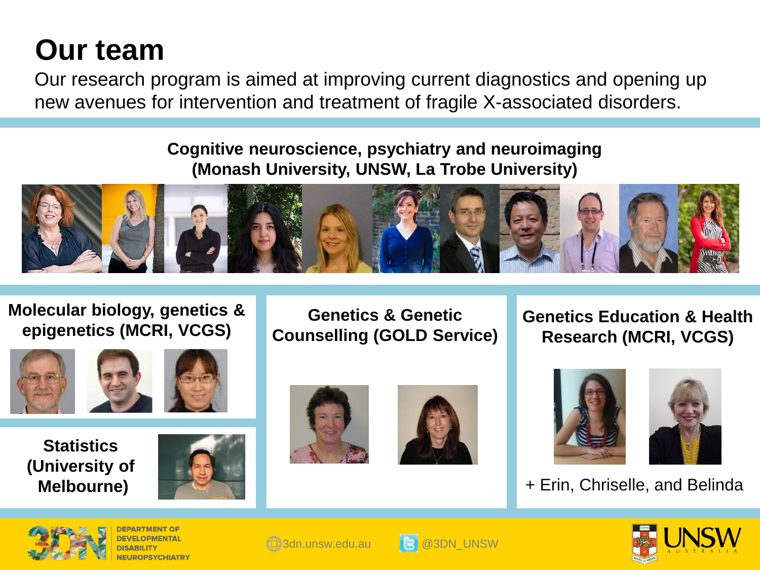# Our team

Our research program is aimed at improving current diagnostics and opening up new avenues for intervention and treatment of fragile X-associated disorders.

**Cognitive neuroscience, psychiatry and neuroimaging (Monash University, UNSW, La Trobe University)**

**Molecular biology, genetics & epigenetics (MCRI, VCGS)**

**Statistics (University of Melbourne)**

**Genetics & Genetic Counselling (GOLD Service)**

**Genetics Education & Health Research (MCRI, VCGS)**

+ Erin, Chriselle, and Belinda

DEPARTMENT OF DEVELOPMENTAL DISABILITY NEUROPSYCHIATRY

3dn.unsw.edu.au

@3DN_UNSW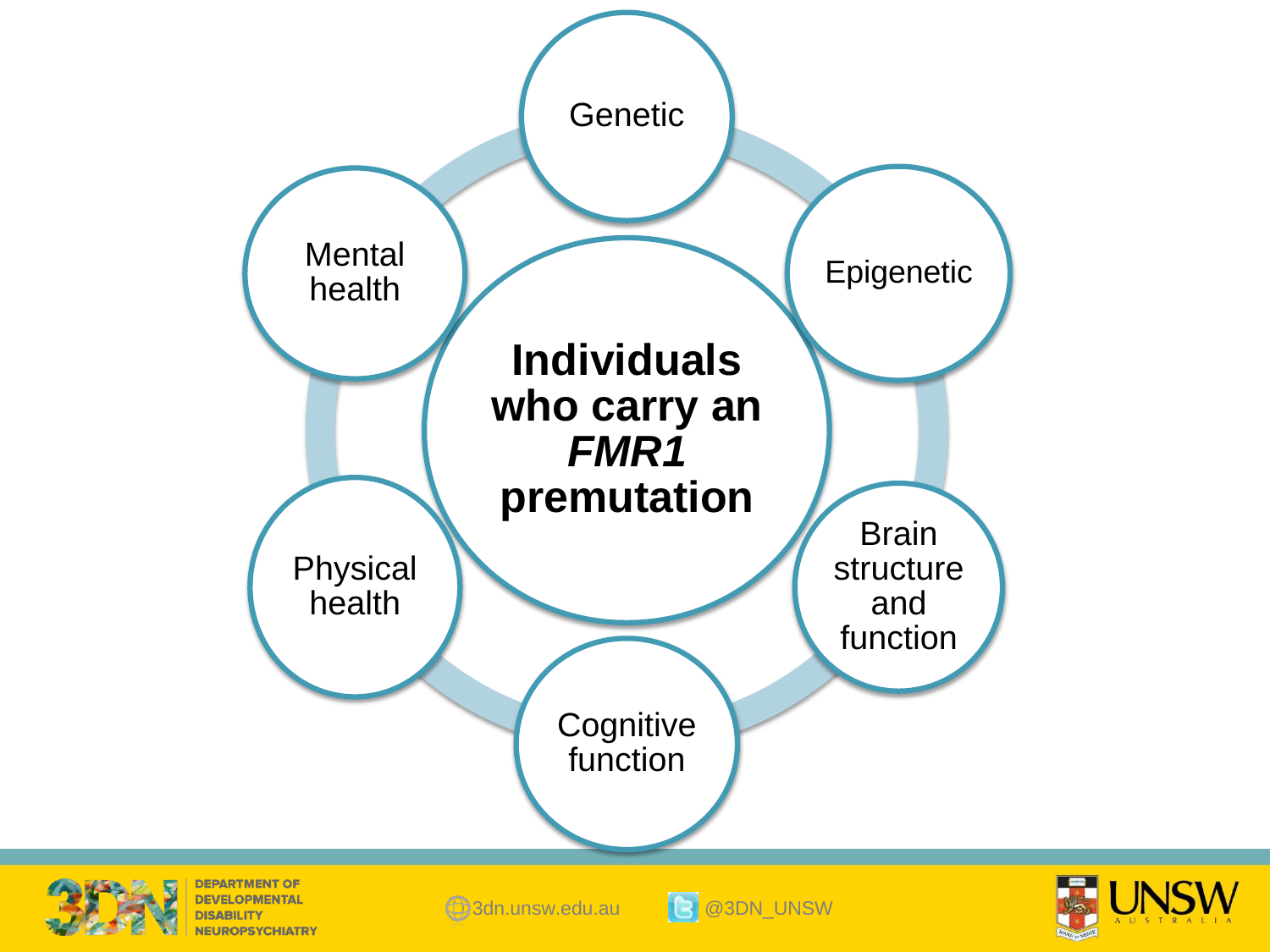**Individuals who carry an *FMR1* premutation**

- Genetic
- Epigenetic
- Brain structure and function
- Cognitive function
- Physical health
- Mental health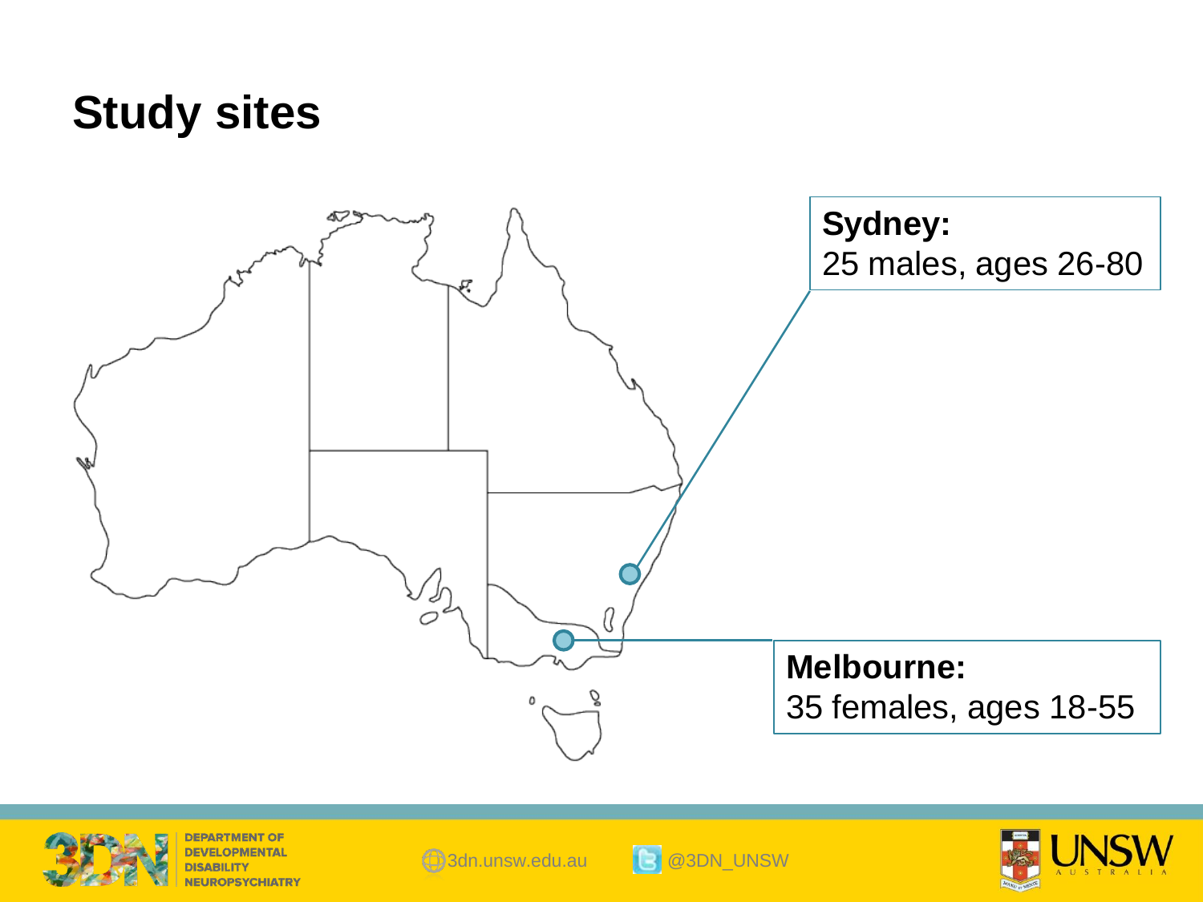# Study sites

**Sydney:**
25 males, ages 26-80

**Melbourne:**
35 females, ages 18-55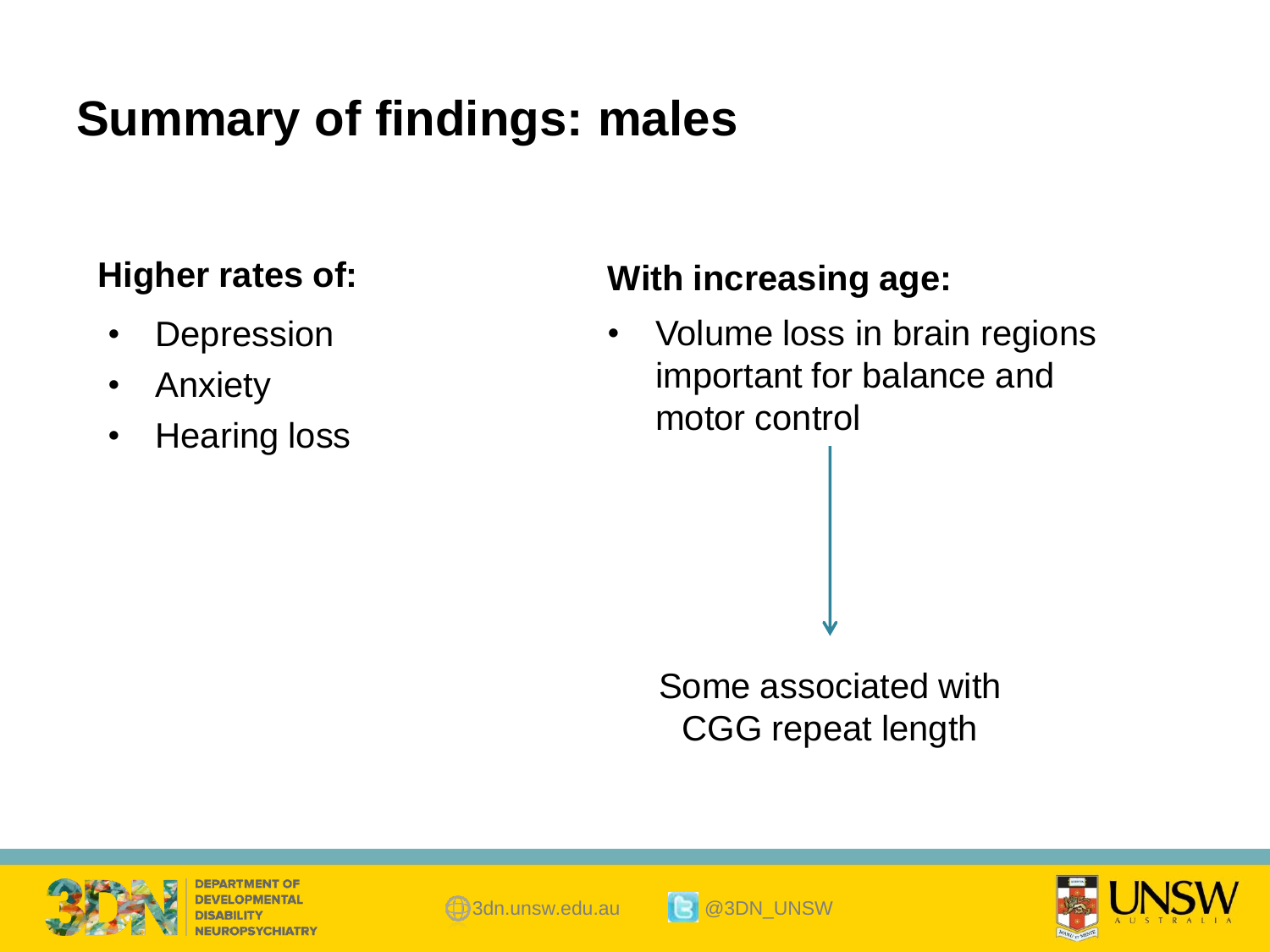# Summary of findings: males

**Higher rates of:**

- Depression
- Anxiety
- Hearing loss

**With increasing age:**

- Volume loss in brain regions important for balance and motor control

↓

Some associated with CGG repeat length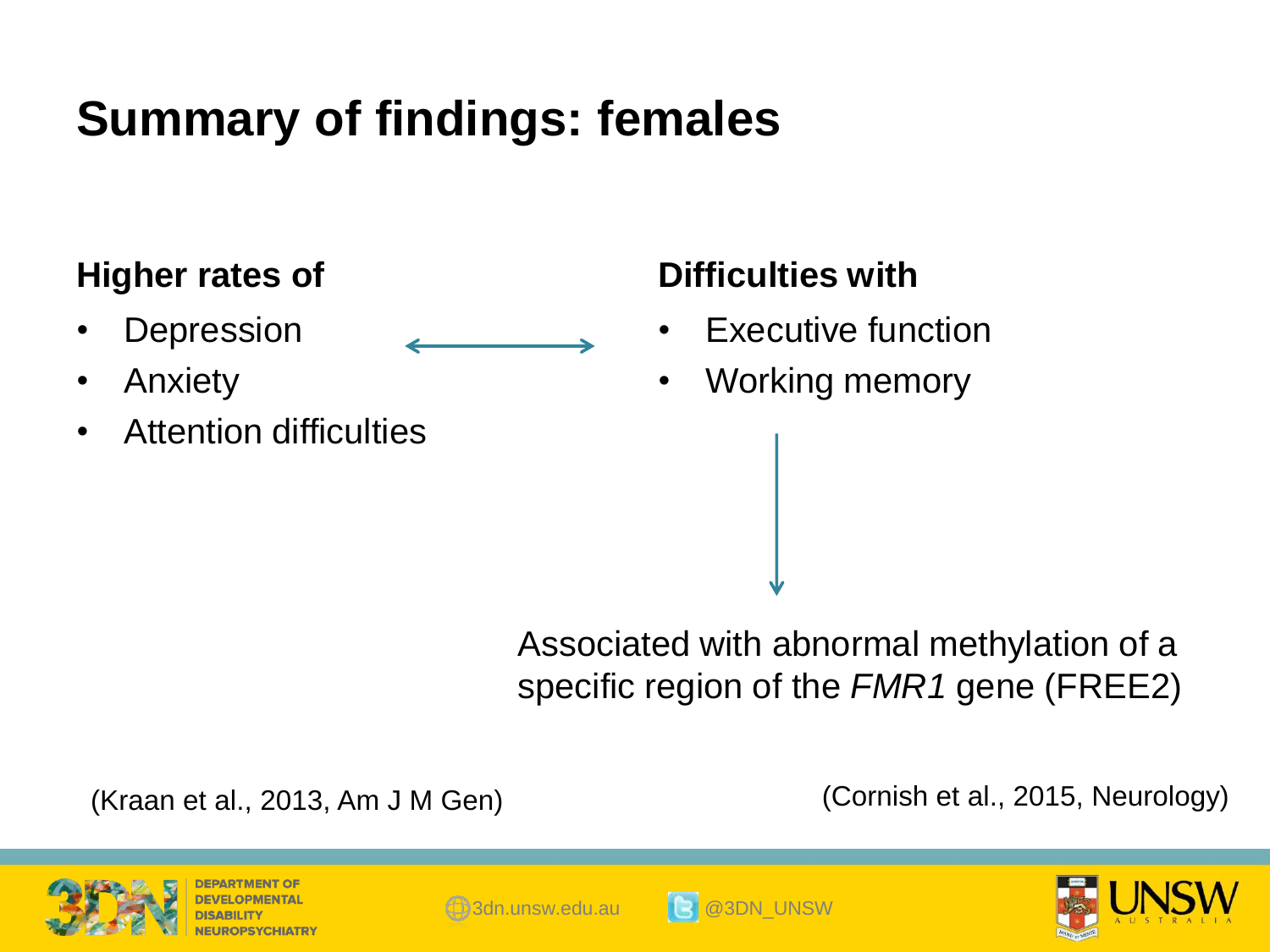# Summary of findings: females

**Higher rates of**

- Depression
- Anxiety
- Attention difficulties

↔

**Difficulties with**

- Executive function
- Working memory

↓

Associated with abnormal methylation of a specific region of the *FMR1* gene (FREE2)

(Kraan et al., 2013, Am J M Gen)

(Cornish et al., 2015, Neurology)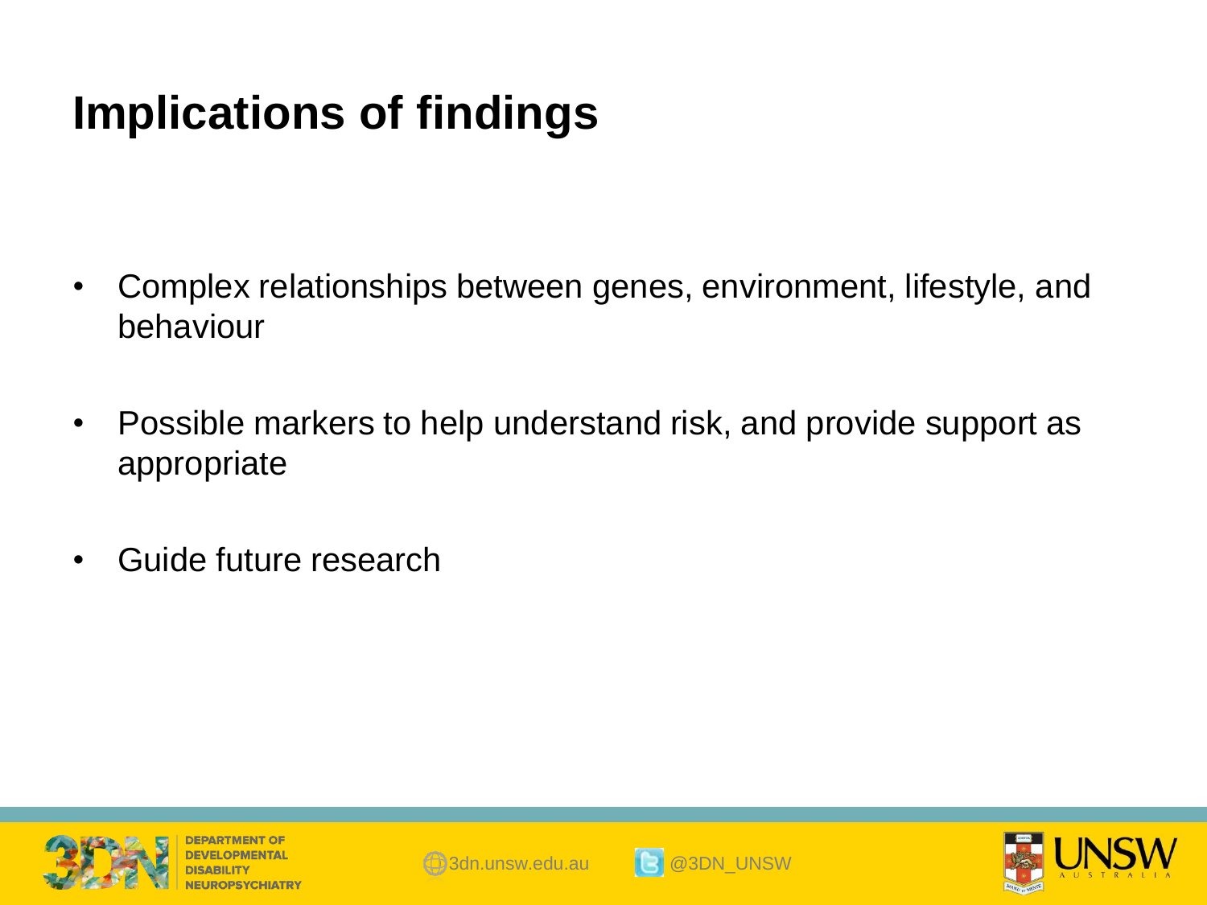# Implications of findings

- Complex relationships between genes, environment, lifestyle, and behaviour
- Possible markers to help understand risk, and provide support as appropriate
- Guide future research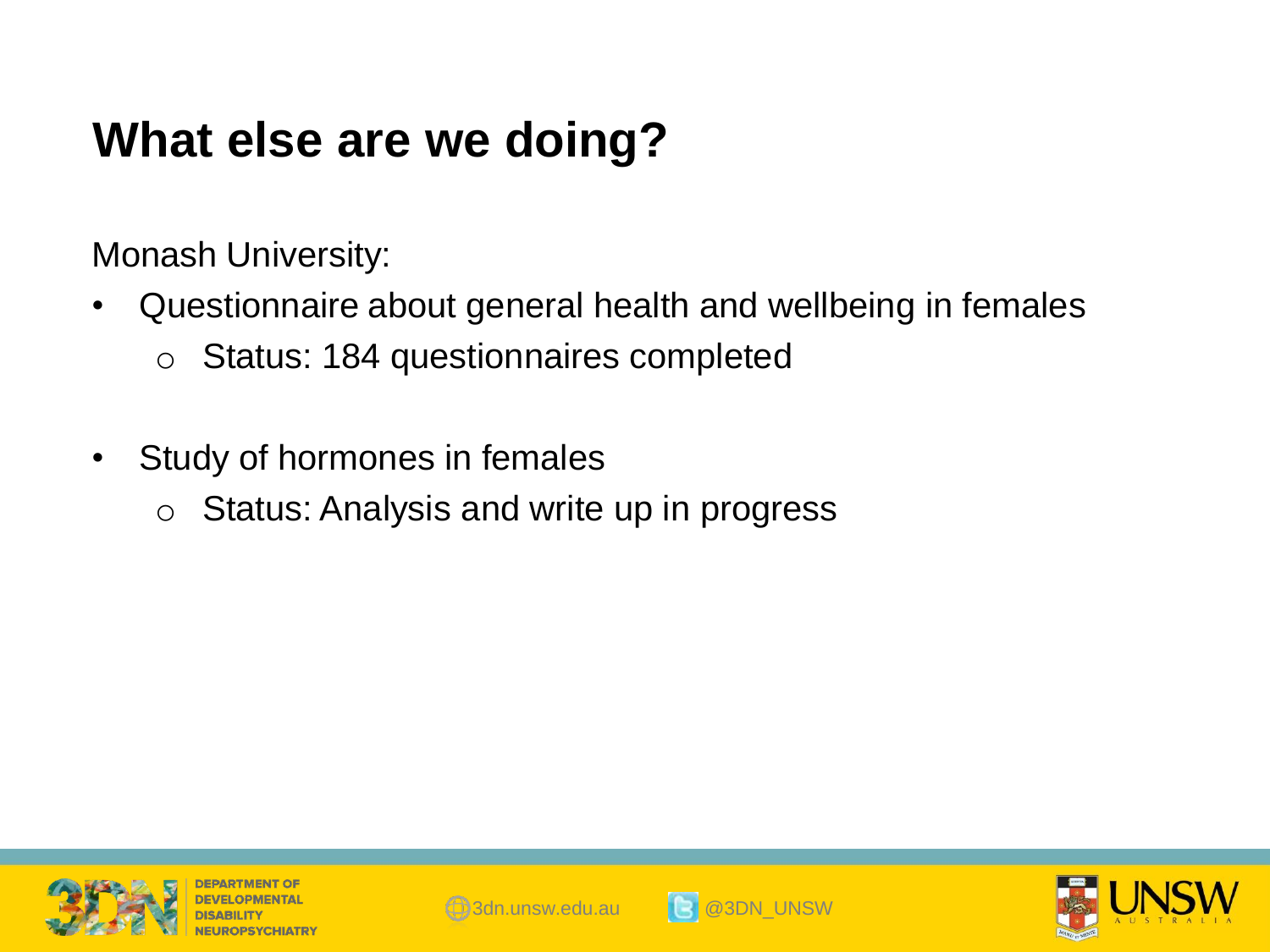# What else are we doing?

Monash University:

- Questionnaire about general health and wellbeing in females
  - Status: 184 questionnaires completed

- Study of hormones in females
  - Status: Analysis and write up in progress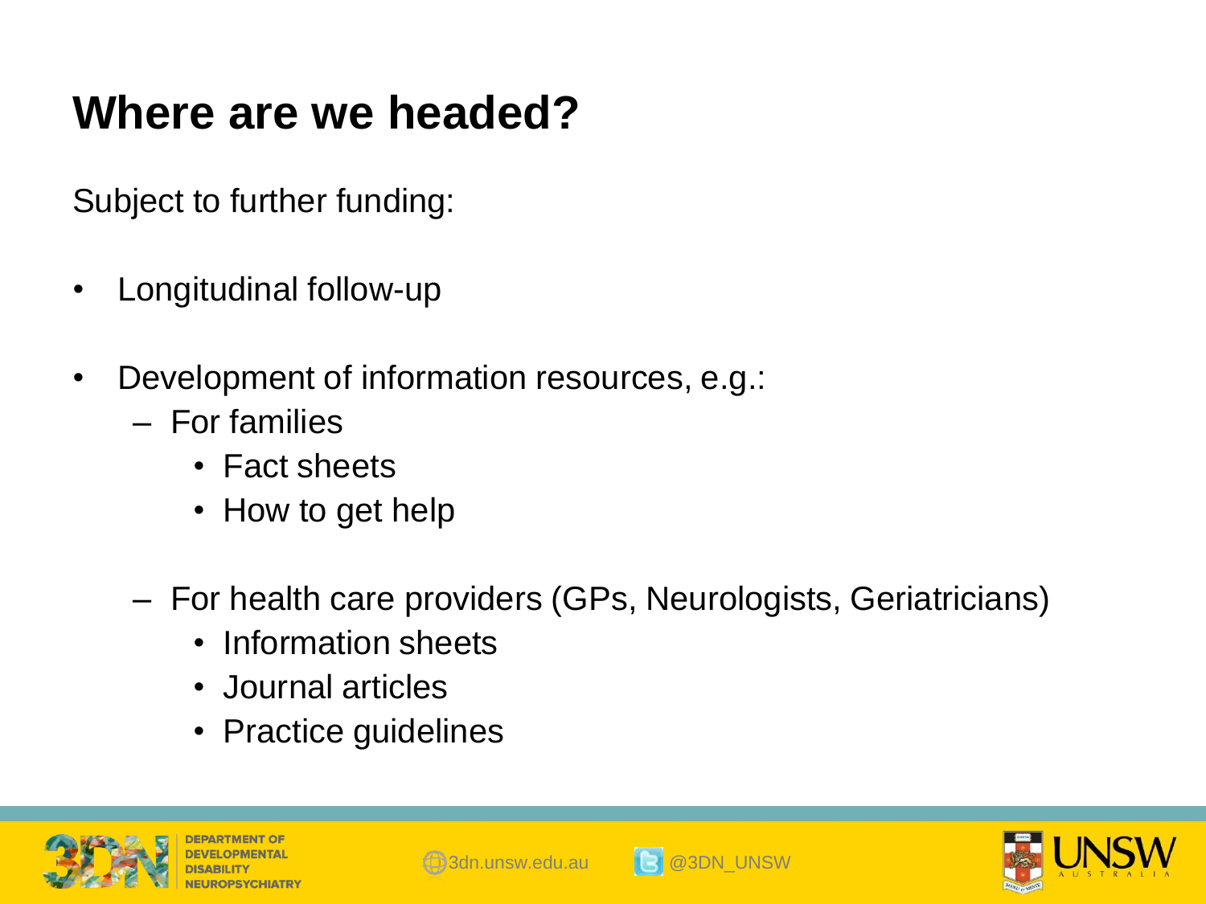# Where are we headed?

Subject to further funding:

- Longitudinal follow-up
- Development of information resources, e.g.:
  - For families
    - Fact sheets
    - How to get help
  - For health care providers (GPs, Neurologists, Geriatricians)
    - Information sheets
    - Journal articles
    - Practice guidelines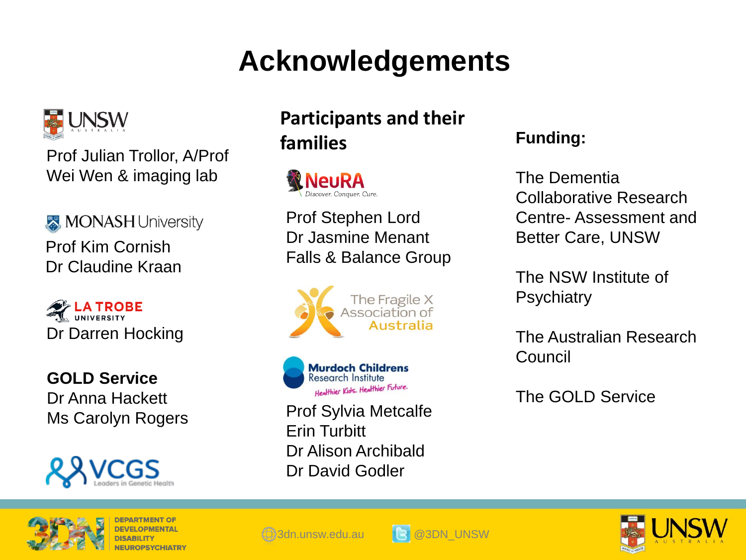# Acknowledgements

UNSW

Prof Julian Trollor, A/Prof Wei Wen & imaging lab

MONASH University

Prof Kim Cornish
Dr Claudine Kraan

LA TROBE UNIVERSITY

Dr Darren Hocking

**GOLD Service**
Dr Anna Hackett
Ms Carolyn Rogers

VCGS Leaders in Genetic Health

**Participants and their families**

NeuRA Discover. Conquer. Cure.

Prof Stephen Lord
Dr Jasmine Menant
Falls & Balance Group

The Fragile X Association of Australia

Murdoch Childrens Research Institute Healthier Kids. Healthier Future.

Prof Sylvia Metcalfe
Erin Turbitt
Dr Alison Archibald
Dr David Godler

**Funding:**

The Dementia Collaborative Research Centre- Assessment and Better Care, UNSW

The NSW Institute of Psychiatry

The Australian Research Council

The GOLD Service